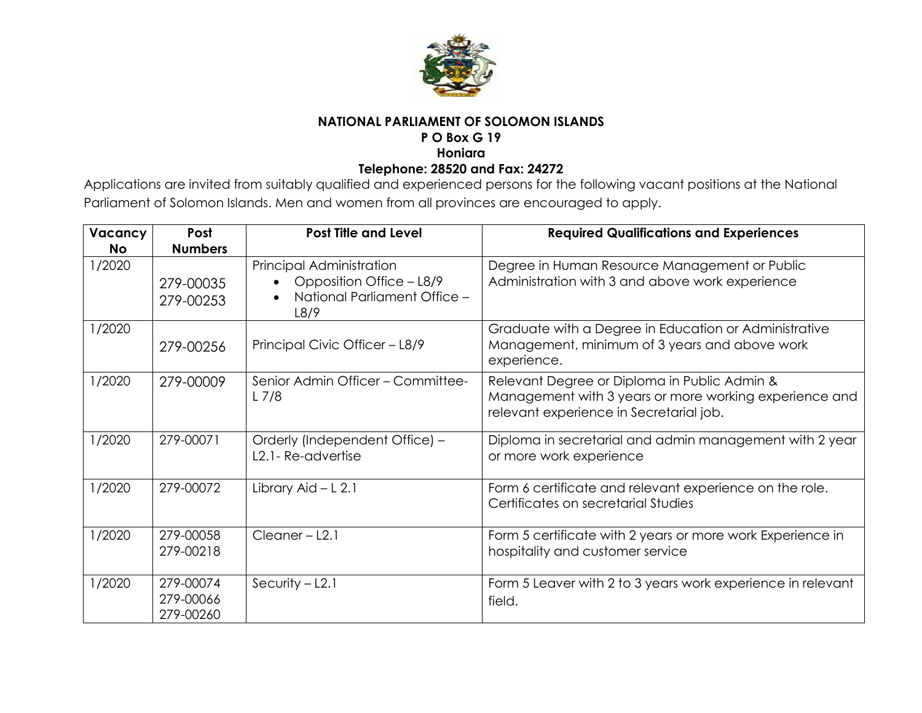**NATIONAL PARLIAMENT OF SOLOMON ISLANDS**
**P O Box G 19**
**Honiara**
**Telephone: 28520 and Fax: 24272**

Applications are invited from suitably qualified and experienced persons for the following vacant positions at the National Parliament of Solomon Islands. Men and women from all provinces are encouraged to apply.

| Vacancy No | Post Numbers | Post Title and Level | Required Qualifications and Experiences |
|---|---|---|---|
| 1/2020 | 279-00035<br>279-00253 | Principal Administration<br>• Opposition Office – L8/9<br>• National Parliament Office – L8/9 | Degree in Human Resource Management or Public Administration with 3 and above work experience |
| 1/2020 | 279-00256 | Principal Civic Officer – L8/9 | Graduate with a Degree in Education or Administrative Management, minimum of 3 years and above work experience. |
| 1/2020 | 279-00009 | Senior Admin Officer – Committee- L 7/8 | Relevant Degree or Diploma in Public Admin & Management with 3 years or more working experience and relevant experience in Secretarial job. |
| 1/2020 | 279-00071 | Orderly (Independent Office) – L2.1- Re-advertise | Diploma in secretarial and admin management with 2 year or more work experience |
| 1/2020 | 279-00072 | Library Aid – L 2.1 | Form 6 certificate and relevant experience on the role. Certificates on secretarial Studies |
| 1/2020 | 279-00058<br>279-00218 | Cleaner – L2.1 | Form 5 certificate with 2 years or more work Experience in hospitality and customer service |
| 1/2020 | 279-00074<br>279-00066<br>279-00260 | Security – L2.1 | Form 5 Leaver with 2 to 3 years work experience in relevant field. |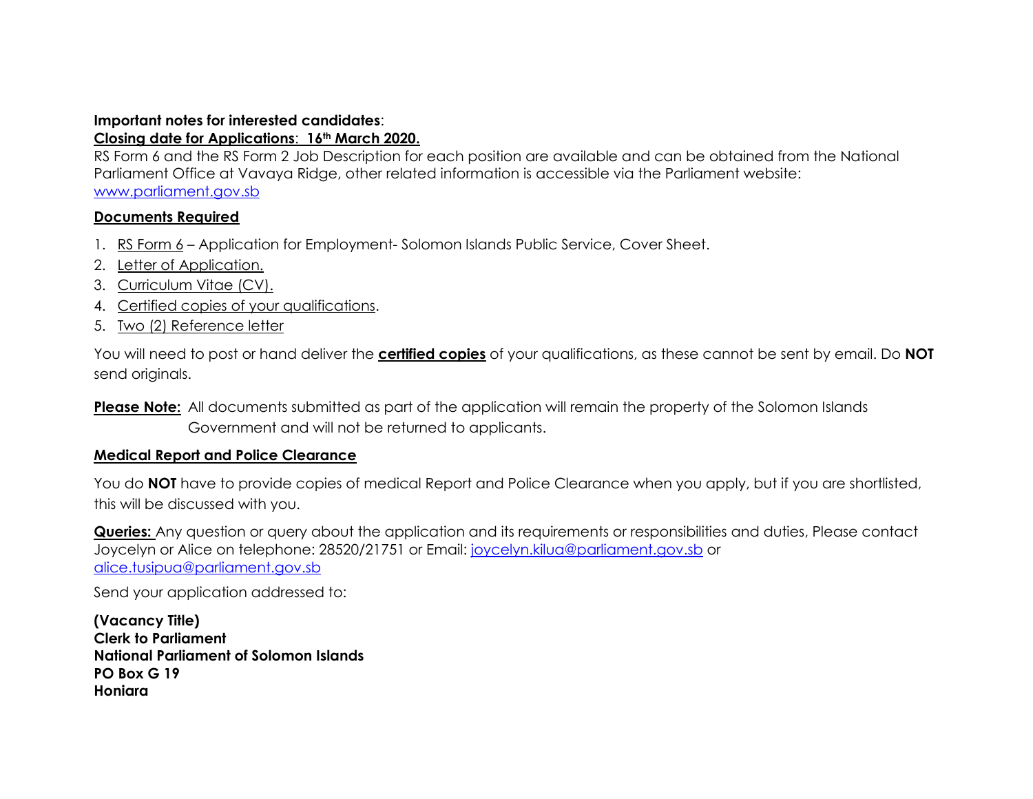**Important notes for interested candidates**:

**Closing date for Applications**: **16th March 2020.**

RS Form 6 and the RS Form 2 Job Description for each position are available and can be obtained from the National Parliament Office at Vavaya Ridge, other related information is accessible via the Parliament website: www.parliament.gov.sb

**Documents Required**

1. RS Form 6 – Application for Employment- Solomon Islands Public Service, Cover Sheet.
2. Letter of Application.
3. Curriculum Vitae (CV).
4. Certified copies of your qualifications.
5. Two (2) Reference letter

You will need to post or hand deliver the **certified copies** of your qualifications, as these cannot be sent by email. Do **NOT** send originals.

**Please Note:** All documents submitted as part of the application will remain the property of the Solomon Islands Government and will not be returned to applicants.

**Medical Report and Police Clearance**

You do **NOT** have to provide copies of medical Report and Police Clearance when you apply, but if you are shortlisted, this will be discussed with you.

**Queries:** Any question or query about the application and its requirements or responsibilities and duties, Please contact Joycelyn or Alice on telephone: 28520/21751 or Email: joycelyn.kilua@parliament.gov.sb or alice.tusipua@parliament.gov.sb

Send your application addressed to:

**(Vacancy Title)**
**Clerk to Parliament**
**National Parliament of Solomon Islands**
**PO Box G 19**
**Honiara**